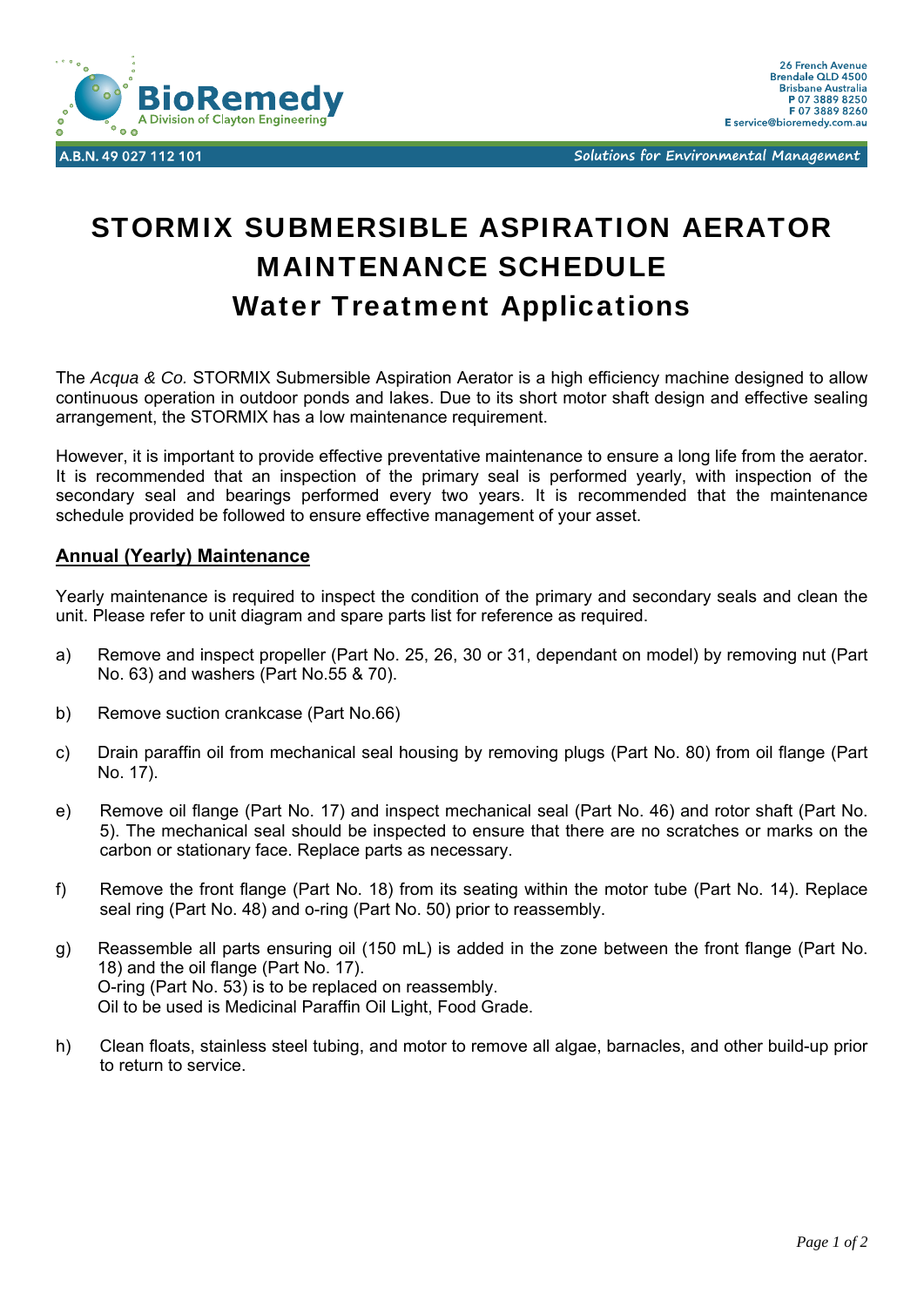BioRemedy
A Division of Clayton Engineering

26 French Avenue
Brendale QLD 4500
Brisbane Australia
P 07 3889 8250
F 07 3889 8260
E service@bioremedy.com.au

A.B.N. 49 027 112 101

*Solutions for Environmental Management*

# STORMIX SUBMERSIBLE ASPIRATION AERATOR MAINTENANCE SCHEDULE

# Water Treatment Applications

The *Acqua & Co.* STORMIX Submersible Aspiration Aerator is a high efficiency machine designed to allow continuous operation in outdoor ponds and lakes. Due to its short motor shaft design and effective sealing arrangement, the STORMIX has a low maintenance requirement.

However, it is important to provide effective preventative maintenance to ensure a long life from the aerator. It is recommended that an inspection of the primary seal is performed yearly, with inspection of the secondary seal and bearings performed every two years. It is recommended that the maintenance schedule provided be followed to ensure effective management of your asset.

## Annual (Yearly) Maintenance

Yearly maintenance is required to inspect the condition of the primary and secondary seals and clean the unit. Please refer to unit diagram and spare parts list for reference as required.

a) Remove and inspect propeller (Part No. 25, 26, 30 or 31, dependant on model) by removing nut (Part No. 63) and washers (Part No.55 & 70).

b) Remove suction crankcase (Part No.66)

c) Drain paraffin oil from mechanical seal housing by removing plugs (Part No. 80) from oil flange (Part No. 17).

e) Remove oil flange (Part No. 17) and inspect mechanical seal (Part No. 46) and rotor shaft (Part No. 5). The mechanical seal should be inspected to ensure that there are no scratches or marks on the carbon or stationary face. Replace parts as necessary.

f) Remove the front flange (Part No. 18) from its seating within the motor tube (Part No. 14). Replace seal ring (Part No. 48) and o-ring (Part No. 50) prior to reassembly.

g) Reassemble all parts ensuring oil (150 mL) is added in the zone between the front flange (Part No. 18) and the oil flange (Part No. 17).
O-ring (Part No. 53) is to be replaced on reassembly.
Oil to be used is Medicinal Paraffin Oil Light, Food Grade.

h) Clean floats, stainless steel tubing, and motor to remove all algae, barnacles, and other build-up prior to return to service.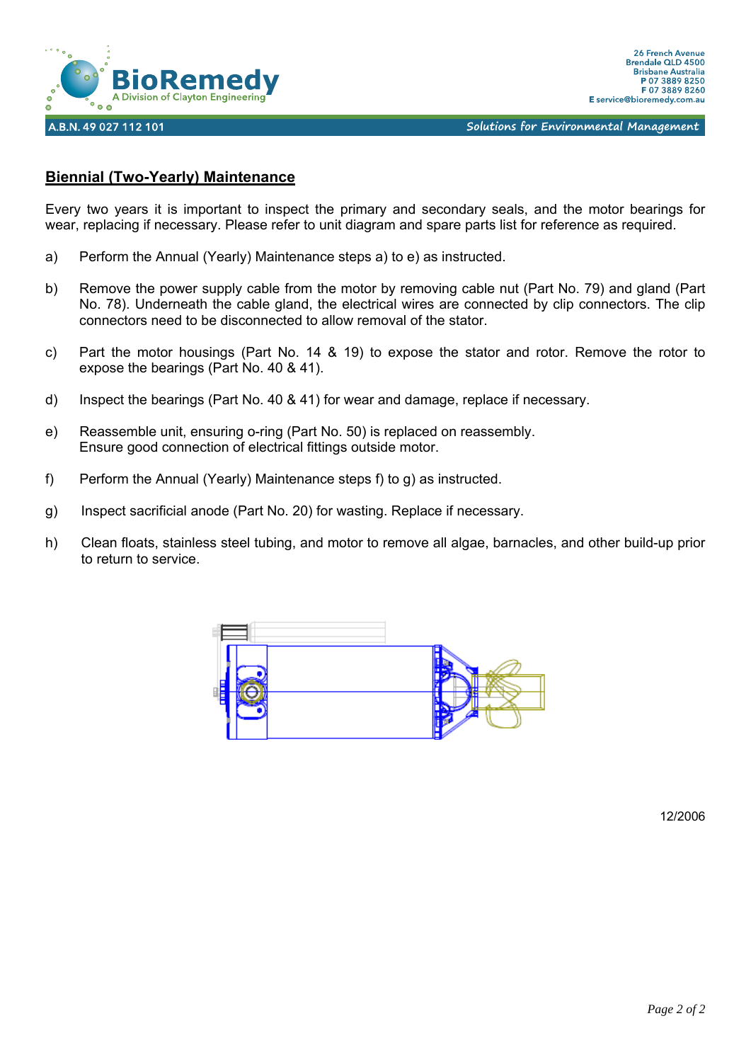## Biennial (Two-Yearly) Maintenance

Every two years it is important to inspect the primary and secondary seals, and the motor bearings for wear, replacing if necessary. Please refer to unit diagram and spare parts list for reference as required.

a) Perform the Annual (Yearly) Maintenance steps a) to e) as instructed.

b) Remove the power supply cable from the motor by removing cable nut (Part No. 79) and gland (Part No. 78). Underneath the cable gland, the electrical wires are connected by clip connectors. The clip connectors need to be disconnected to allow removal of the stator.

c) Part the motor housings (Part No. 14 & 19) to expose the stator and rotor. Remove the rotor to expose the bearings (Part No. 40 & 41).

d) Inspect the bearings (Part No. 40 & 41) for wear and damage, replace if necessary.

e) Reassemble unit, ensuring o-ring (Part No. 50) is replaced on reassembly.
Ensure good connection of electrical fittings outside motor.

f) Perform the Annual (Yearly) Maintenance steps f) to g) as instructed.

g) Inspect sacrificial anode (Part No. 20) for wasting. Replace if necessary.

h) Clean floats, stainless steel tubing, and motor to remove all algae, barnacles, and other build-up prior to return to service.

12/2006